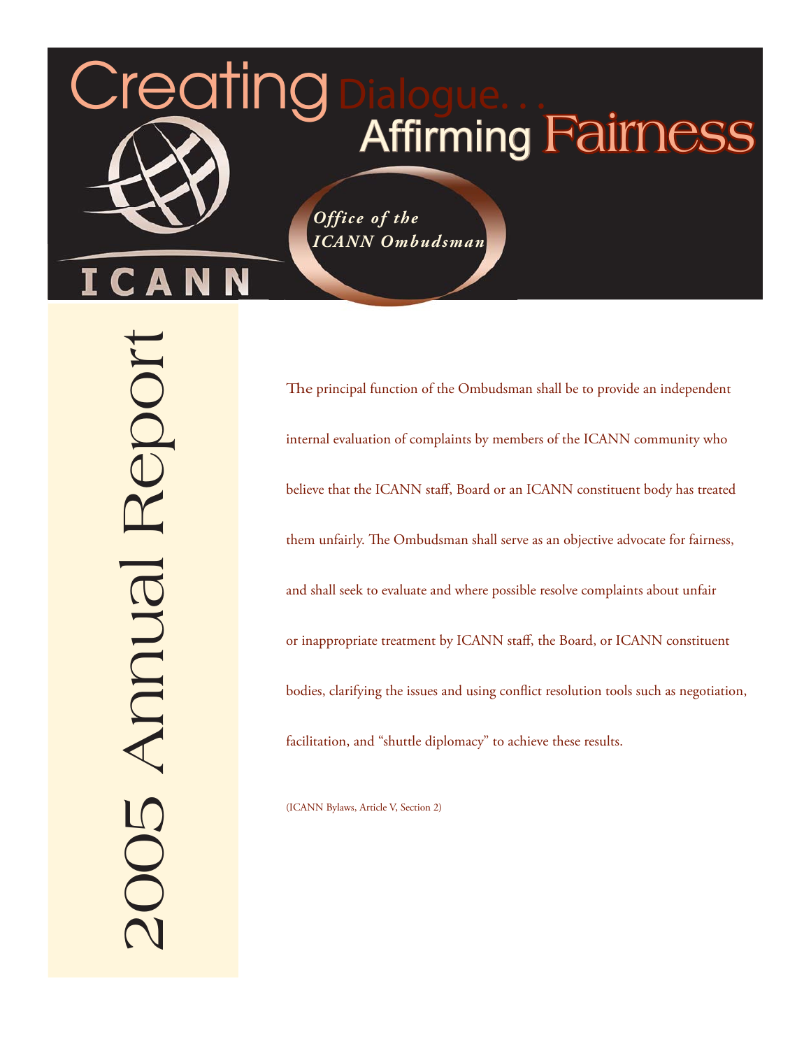# Creating Dialogue... Affirming Fairness

*Office of the ICANN Ombudsman*

ICANN

## 2005 Annual Report

The principal function of the Ombudsman shall be to provide an independent internal evaluation of complaints by members of the ICANN community who believe that the ICANN staff, Board or an ICANN constituent body has treated them unfairly. The Ombudsman shall serve as an objective advocate for fairness, and shall seek to evaluate and where possible resolve complaints about unfair or inappropriate treatment by ICANN staff, the Board, or ICANN constituent bodies, clarifying the issues and using conflict resolution tools such as negotiation, facilitation, and "shuttle diplomacy" to achieve these results.

(ICANN Bylaws, Article V, Section 2)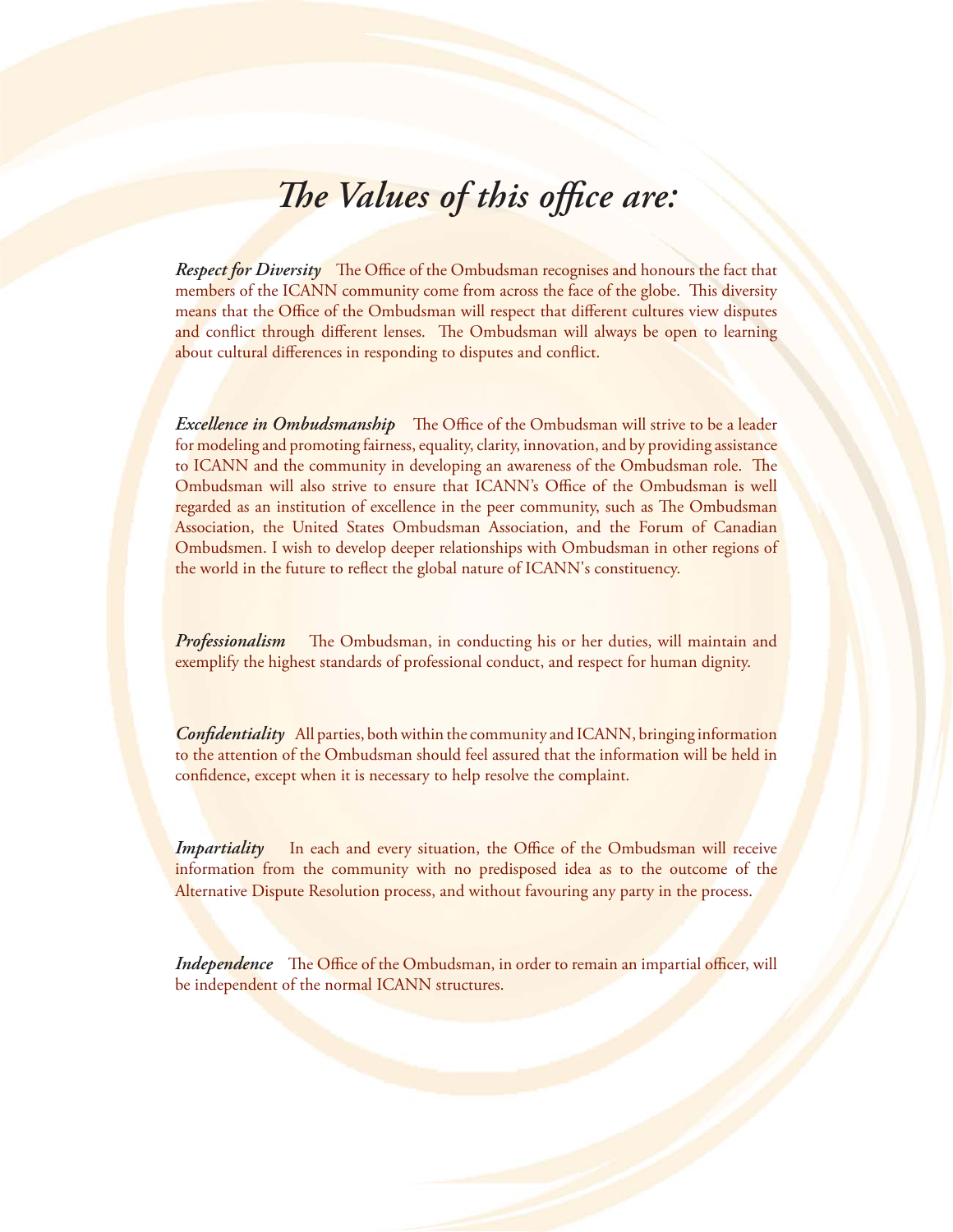# *The Values of this office are:*

***Respect for Diversity*** The Office of the Ombudsman recognises and honours the fact that members of the ICANN community come from across the face of the globe. This diversity means that the Office of the Ombudsman will respect that different cultures view disputes and conflict through different lenses. The Ombudsman will always be open to learning about cultural differences in responding to disputes and conflict.

***Excellence in Ombudsmanship*** The Office of the Ombudsman will strive to be a leader for modeling and promoting fairness, equality, clarity, innovation, and by providing assistance to ICANN and the community in developing an awareness of the Ombudsman role. The Ombudsman will also strive to ensure that ICANN's Office of the Ombudsman is well regarded as an institution of excellence in the peer community, such as The Ombudsman Association, the United States Ombudsman Association, and the Forum of Canadian Ombudsmen. I wish to develop deeper relationships with Ombudsman in other regions of the world in the future to reflect the global nature of ICANN's constituency.

***Professionalism*** The Ombudsman, in conducting his or her duties, will maintain and exemplify the highest standards of professional conduct, and respect for human dignity.

***Confidentiality*** All parties, both within the community and ICANN, bringing information to the attention of the Ombudsman should feel assured that the information will be held in confidence, except when it is necessary to help resolve the complaint.

***Impartiality*** In each and every situation, the Office of the Ombudsman will receive information from the community with no predisposed idea as to the outcome of the Alternative Dispute Resolution process, and without favouring any party in the process.

***Independence*** The Office of the Ombudsman, in order to remain an impartial officer, will be independent of the normal ICANN structures.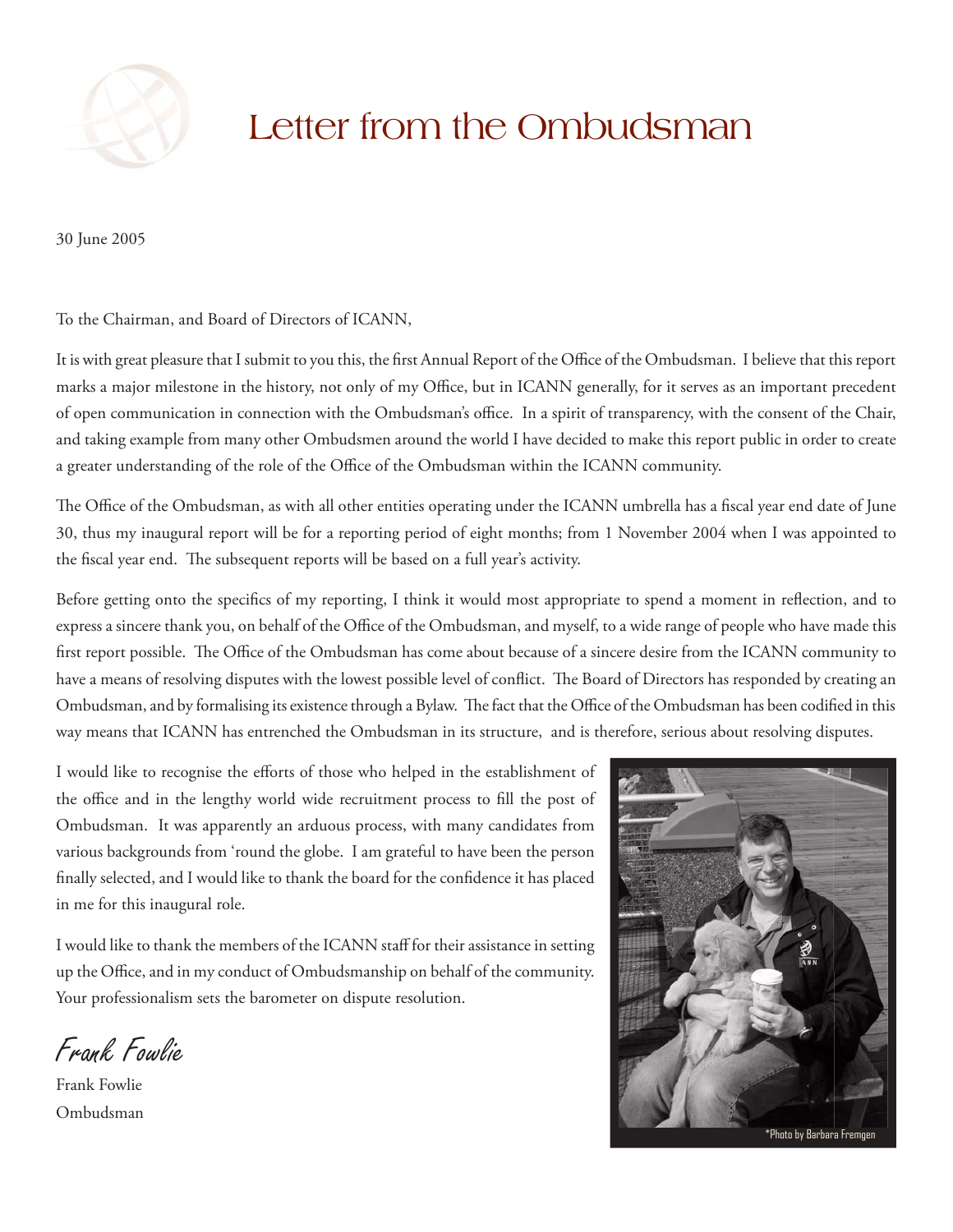# Letter from the Ombudsman

30 June 2005

To the Chairman, and Board of Directors of ICANN,

It is with great pleasure that I submit to you this, the first Annual Report of the Office of the Ombudsman. I believe that this report marks a major milestone in the history, not only of my Office, but in ICANN generally, for it serves as an important precedent of open communication in connection with the Ombudsman's office. In a spirit of transparency, with the consent of the Chair, and taking example from many other Ombudsmen around the world I have decided to make this report public in order to create a greater understanding of the role of the Office of the Ombudsman within the ICANN community.

The Office of the Ombudsman, as with all other entities operating under the ICANN umbrella has a fiscal year end date of June 30, thus my inaugural report will be for a reporting period of eight months; from 1 November 2004 when I was appointed to the fiscal year end. The subsequent reports will be based on a full year's activity.

Before getting onto the specifics of my reporting, I think it would most appropriate to spend a moment in reflection, and to express a sincere thank you, on behalf of the Office of the Ombudsman, and myself, to a wide range of people who have made this first report possible. The Office of the Ombudsman has come about because of a sincere desire from the ICANN community to have a means of resolving disputes with the lowest possible level of conflict. The Board of Directors has responded by creating an Ombudsman, and by formalising its existence through a Bylaw. The fact that the Office of the Ombudsman has been codified in this way means that ICANN has entrenched the Ombudsman in its structure, and is therefore, serious about resolving disputes.

I would like to recognise the efforts of those who helped in the establishment of the office and in the lengthy world wide recruitment process to fill the post of Ombudsman. It was apparently an arduous process, with many candidates from various backgrounds from 'round the globe. I am grateful to have been the person finally selected, and I would like to thank the board for the confidence it has placed in me for this inaugural role.

I would like to thank the members of the ICANN staff for their assistance in setting up the Office, and in my conduct of Ombudsmanship on behalf of the community. Your professionalism sets the barometer on dispute resolution.

*Frank Fowlie*

Frank Fowlie
Ombudsman

*Photo by Barbara Fremgen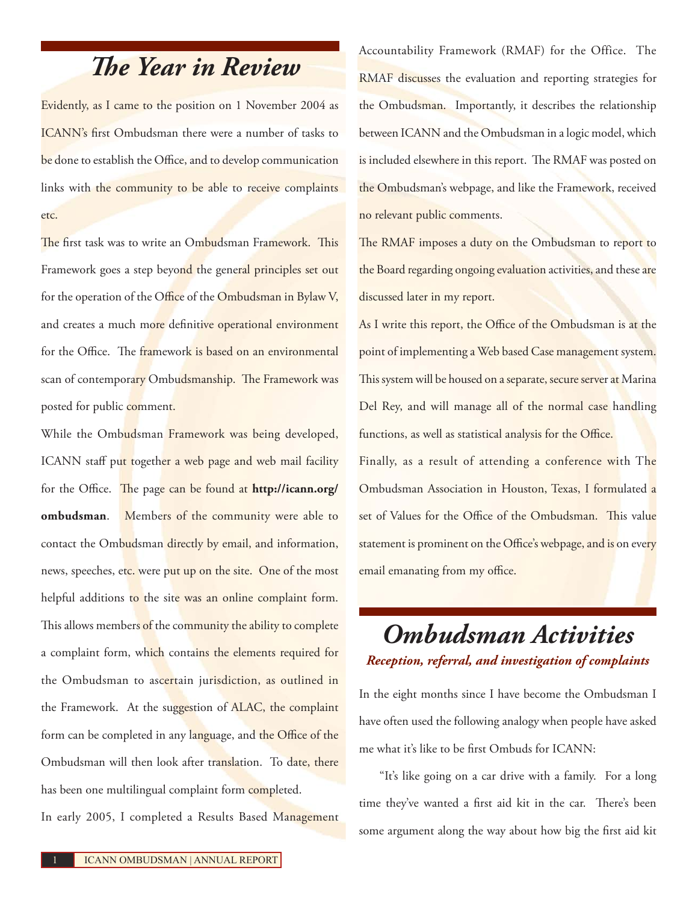# The Year in Review

Evidently, as I came to the position on 1 November 2004 as ICANN's first Ombudsman there were a number of tasks to be done to establish the Office, and to develop communication links with the community to be able to receive complaints etc.

The first task was to write an Ombudsman Framework. This Framework goes a step beyond the general principles set out for the operation of the Office of the Ombudsman in Bylaw V, and creates a much more definitive operational environment for the Office. The framework is based on an environmental scan of contemporary Ombudsmanship. The Framework was posted for public comment.

While the Ombudsman Framework was being developed, ICANN staff put together a web page and web mail facility for the Office. The page can be found at **http://icann.org/ombudsman**. Members of the community were able to contact the Ombudsman directly by email, and information, news, speeches, etc. were put up on the site. One of the most helpful additions to the site was an online complaint form. This allows members of the community the ability to complete a complaint form, which contains the elements required for the Ombudsman to ascertain jurisdiction, as outlined in the Framework. At the suggestion of ALAC, the complaint form can be completed in any language, and the Office of the Ombudsman will then look after translation. To date, there has been one multilingual complaint form completed.

In early 2005, I completed a Results Based Management Accountability Framework (RMAF) for the Office. The RMAF discusses the evaluation and reporting strategies for the Ombudsman. Importantly, it describes the relationship between ICANN and the Ombudsman in a logic model, which is included elsewhere in this report. The RMAF was posted on the Ombudsman's webpage, and like the Framework, received no relevant public comments.

The RMAF imposes a duty on the Ombudsman to report to the Board regarding ongoing evaluation activities, and these are discussed later in my report.

As I write this report, the Office of the Ombudsman is at the point of implementing a Web based Case management system. This system will be housed on a separate, secure server at Marina Del Rey, and will manage all of the normal case handling functions, as well as statistical analysis for the Office.

Finally, as a result of attending a conference with The Ombudsman Association in Houston, Texas, I formulated a set of Values for the Office of the Ombudsman. This value statement is prominent on the Office's webpage, and is on every email emanating from my office.

# Ombudsman Activities

***Reception, referral, and investigation of complaints***

In the eight months since I have become the Ombudsman I have often used the following analogy when people have asked me what it's like to be first Ombuds for ICANN:

"It's like going on a car drive with a family. For a long time they've wanted a first aid kit in the car. There's been some argument along the way about how big the first aid kit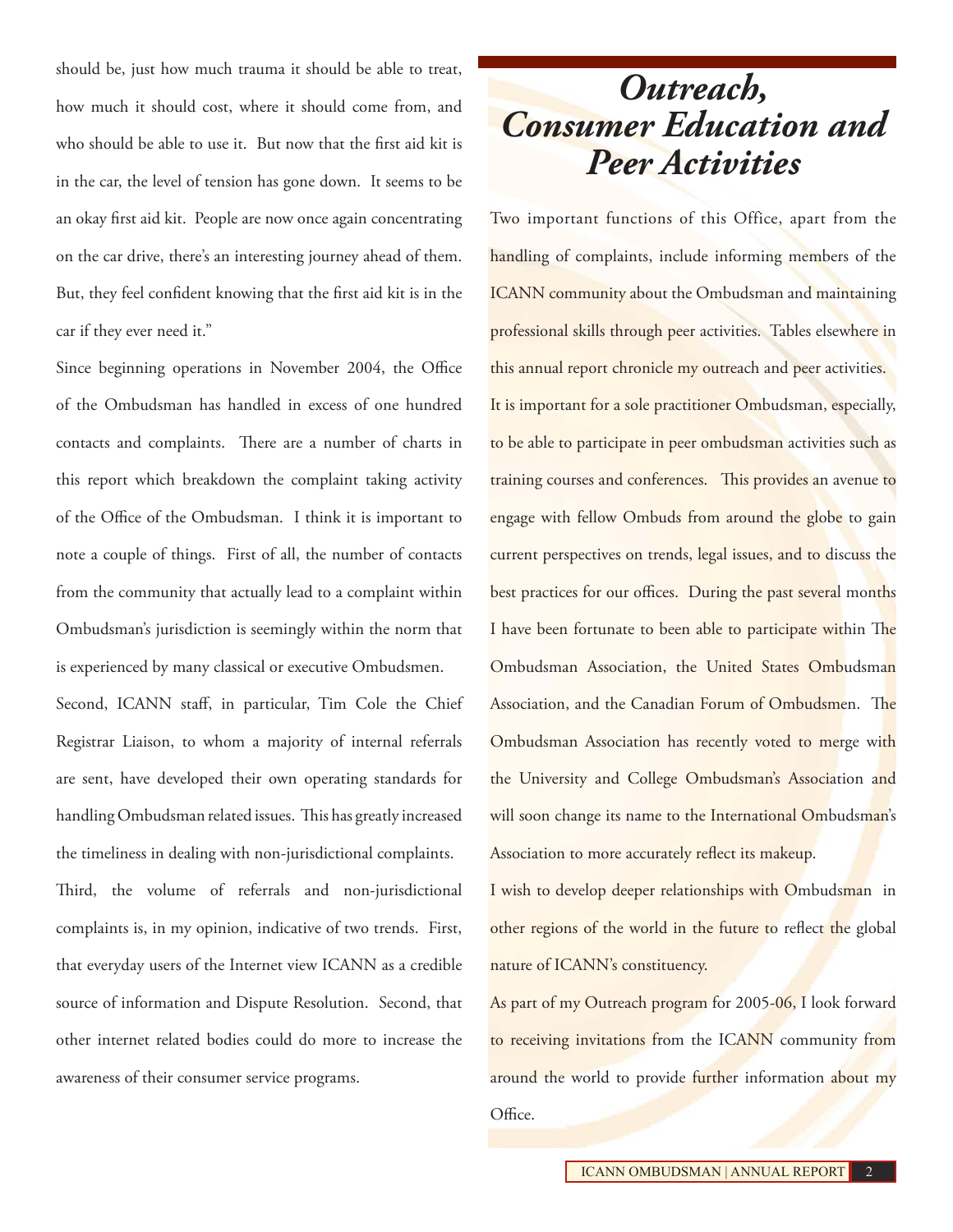should be, just how much trauma it should be able to treat, how much it should cost, where it should come from, and who should be able to use it. But now that the first aid kit is in the car, the level of tension has gone down. It seems to be an okay first aid kit. People are now once again concentrating on the car drive, there's an interesting journey ahead of them. But, they feel confident knowing that the first aid kit is in the car if they ever need it."

Since beginning operations in November 2004, the Office of the Ombudsman has handled in excess of one hundred contacts and complaints. There are a number of charts in this report which breakdown the complaint taking activity of the Office of the Ombudsman. I think it is important to note a couple of things. First of all, the number of contacts from the community that actually lead to a complaint within Ombudsman's jurisdiction is seemingly within the norm that is experienced by many classical or executive Ombudsmen.

Second, ICANN staff, in particular, Tim Cole the Chief Registrar Liaison, to whom a majority of internal referrals are sent, have developed their own operating standards for handling Ombudsman related issues. This has greatly increased the timeliness in dealing with non-jurisdictional complaints.

Third, the volume of referrals and non-jurisdictional complaints is, in my opinion, indicative of two trends. First, that everyday users of the Internet view ICANN as a credible source of information and Dispute Resolution. Second, that other internet related bodies could do more to increase the awareness of their consumer service programs.

# *Outreach, Consumer Education and Peer Activities*

Two important functions of this Office, apart from the handling of complaints, include informing members of the ICANN community about the Ombudsman and maintaining professional skills through peer activities. Tables elsewhere in this annual report chronicle my outreach and peer activities.

It is important for a sole practitioner Ombudsman, especially, to be able to participate in peer ombudsman activities such as training courses and conferences. This provides an avenue to engage with fellow Ombuds from around the globe to gain current perspectives on trends, legal issues, and to discuss the best practices for our offices. During the past several months I have been fortunate to been able to participate within The Ombudsman Association, the United States Ombudsman Association, and the Canadian Forum of Ombudsmen. The Ombudsman Association has recently voted to merge with the University and College Ombudsman's Association and will soon change its name to the International Ombudsman's Association to more accurately reflect its makeup.

I wish to develop deeper relationships with Ombudsman in other regions of the world in the future to reflect the global nature of ICANN's constituency.

As part of my Outreach program for 2005-06, I look forward to receiving invitations from the ICANN community from around the world to provide further information about my Office.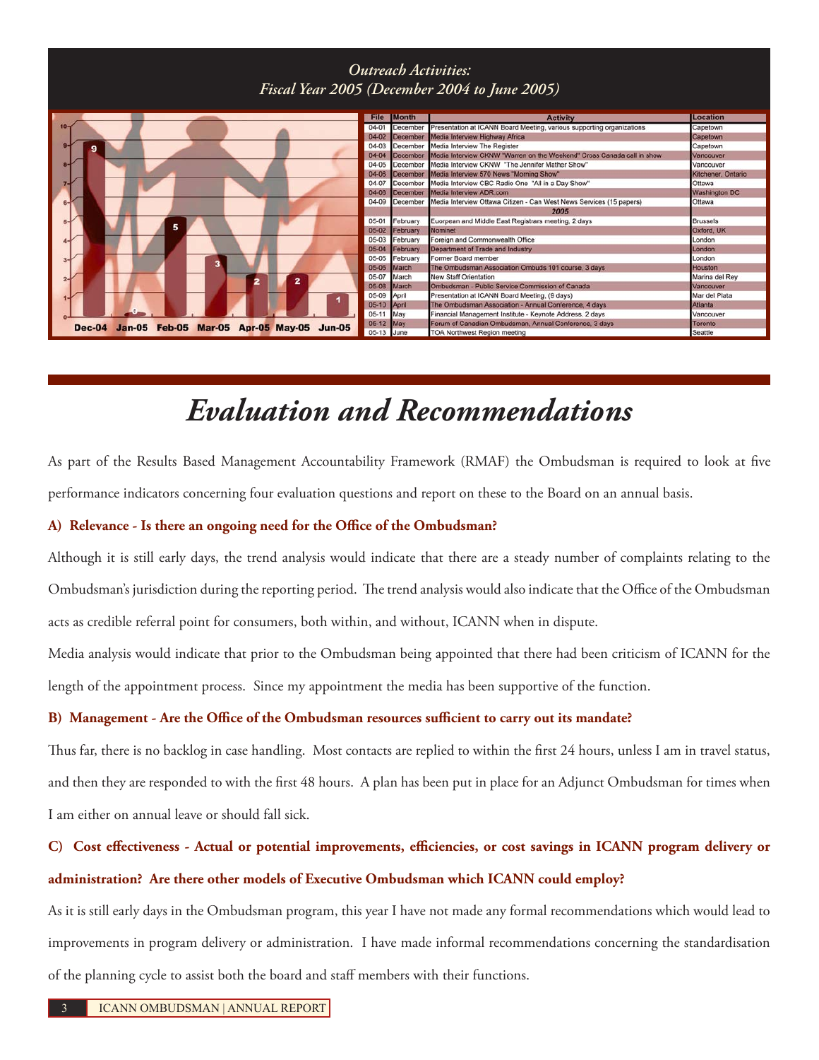## *Outreach Activities: Fiscal Year 2005 (December 2004 to June 2005)*

| Dec-04 | Jan-05 | Feb-05 | Mar-05 | Apr-05 | May-05 | Jun-05 |
|---|---|---|---|---|---|---|
| 9 | 0 | 5 | 3 | 2 | 2 | 1 |

| File | Month | Activity | Location |
|---|---|---|---|
| 04-01 | December | Presentation at ICANN Board Meeting, various supporting organizations | Capetown |
| 04-02 | December | Media Interview Highway Africa | Capetown |
| 04-03 | December | Media Interview The Register | Capetown |
| 04-04 | December | Media Interview CKNW "Warren on the Weekend" Cross Canada call in show | Vancouver |
| 04-05 | December | Media Interview CKNW "The Jennifer Mather Show" | Vancouver |
| 04-06 | December | Media Interview 570 News "Morning Show" | Kitchener, Ontario |
| 04-07 | December | Media Interview CBC Radio One "All in a Day Show" | Ottawa |
| 04-08 | December | Media Interview ADR.com | Washington DC |
| 04-09 | December | Media Interview Ottawa Citizen - Can West News Services (15 papers) | Ottawa |
| | | **2005** | |
| 05-01 | February | Euorpean and Middle East Registrars meeting, 2 days | Brussels |
| 05-02 | February | Nominet | Oxford, UK |
| 05-03 | February | Foreign and Commonwealth Office | London |
| 05-04 | February | Department of Trade and Industry | London |
| 05-05 | February | Former Board member | London |
| 05-06 | March | The Ombudsman Association Ombuds 101 course, 3 days | Houston |
| 05-07 | March | New Staff Orientation | Marina del Rey |
| 05-08 | March | Ombudsman - Public Service Commission of Canada | Vancouver |
| 05-09 | April | Presentation at ICANN Board Meeting, (9 days) | Mar del Plata |
| 05-10 | April | The Ombudsman Association - Annual Conference, 4 days | Atlanta |
| 05-11 | May | Financial Management Institute - Keynote Address, 2 days | Vancouver |
| 05-12 | May | Forum of Canadian Ombudsman, Annual Conference, 3 days | Toronto |
| 05-13 | June | TOA Northwest Region meeting | Seattle |

# *Evaluation and Recommendations*

As part of the Results Based Management Accountability Framework (RMAF) the Ombudsman is required to look at five performance indicators concerning four evaluation questions and report on these to the Board on an annual basis.

**A) Relevance - Is there an ongoing need for the Office of the Ombudsman?**

Although it is still early days, the trend analysis would indicate that there are a steady number of complaints relating to the Ombudsman's jurisdiction during the reporting period. The trend analysis would also indicate that the Office of the Ombudsman acts as credible referral point for consumers, both within, and without, ICANN when in dispute.

Media analysis would indicate that prior to the Ombudsman being appointed that there had been criticism of ICANN for the length of the appointment process. Since my appointment the media has been supportive of the function.

**B) Management - Are the Office of the Ombudsman resources sufficient to carry out its mandate?**

Thus far, there is no backlog in case handling. Most contacts are replied to within the first 24 hours, unless I am in travel status, and then they are responded to with the first 48 hours. A plan has been put in place for an Adjunct Ombudsman for times when I am either on annual leave or should fall sick.

**C) Cost effectiveness - Actual or potential improvements, efficiencies, or cost savings in ICANN program delivery or administration? Are there other models of Executive Ombudsman which ICANN could employ?**

As it is still early days in the Ombudsman program, this year I have not made any formal recommendations which would lead to improvements in program delivery or administration. I have made informal recommendations concerning the standardisation of the planning cycle to assist both the board and staff members with their functions.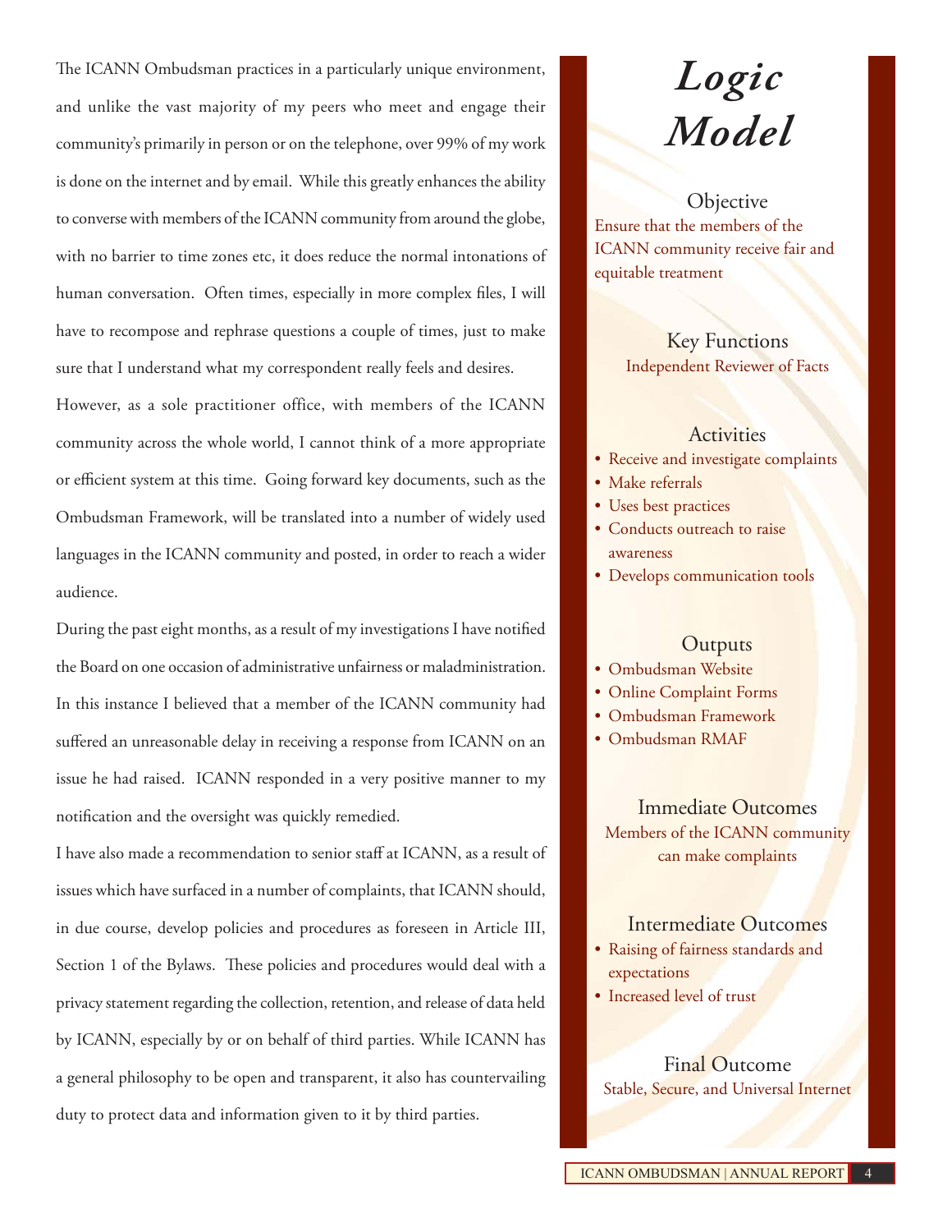The ICANN Ombudsman practices in a particularly unique environment, and unlike the vast majority of my peers who meet and engage their community's primarily in person or on the telephone, over 99% of my work is done on the internet and by email. While this greatly enhances the ability to converse with members of the ICANN community from around the globe, with no barrier to time zones etc, it does reduce the normal intonations of human conversation. Often times, especially in more complex files, I will have to recompose and rephrase questions a couple of times, just to make sure that I understand what my correspondent really feels and desires.

However, as a sole practitioner office, with members of the ICANN community across the whole world, I cannot think of a more appropriate or efficient system at this time. Going forward key documents, such as the Ombudsman Framework, will be translated into a number of widely used languages in the ICANN community and posted, in order to reach a wider audience.

During the past eight months, as a result of my investigations I have notified the Board on one occasion of administrative unfairness or maladministration. In this instance I believed that a member of the ICANN community had suffered an unreasonable delay in receiving a response from ICANN on an issue he had raised. ICANN responded in a very positive manner to my notification and the oversight was quickly remedied.

I have also made a recommendation to senior staff at ICANN, as a result of issues which have surfaced in a number of complaints, that ICANN should, in due course, develop policies and procedures as foreseen in Article III, Section 1 of the Bylaws. These policies and procedures would deal with a privacy statement regarding the collection, retention, and release of data held by ICANN, especially by or on behalf of third parties. While ICANN has a general philosophy to be open and transparent, it also has countervailing duty to protect data and information given to it by third parties.

# *Logic Model*

### Objective

Ensure that the members of the ICANN community receive fair and equitable treatment

### Key Functions

Independent Reviewer of Facts

### Activities

- Receive and investigate complaints
- Make referrals
- Uses best practices
- Conducts outreach to raise awareness
- Develops communication tools

### Outputs

- Ombudsman Website
- Online Complaint Forms
- Ombudsman Framework
- Ombudsman RMAF

### Immediate Outcomes

Members of the ICANN community can make complaints

### Intermediate Outcomes

- Raising of fairness standards and expectations
- Increased level of trust

### Final Outcome

Stable, Secure, and Universal Internet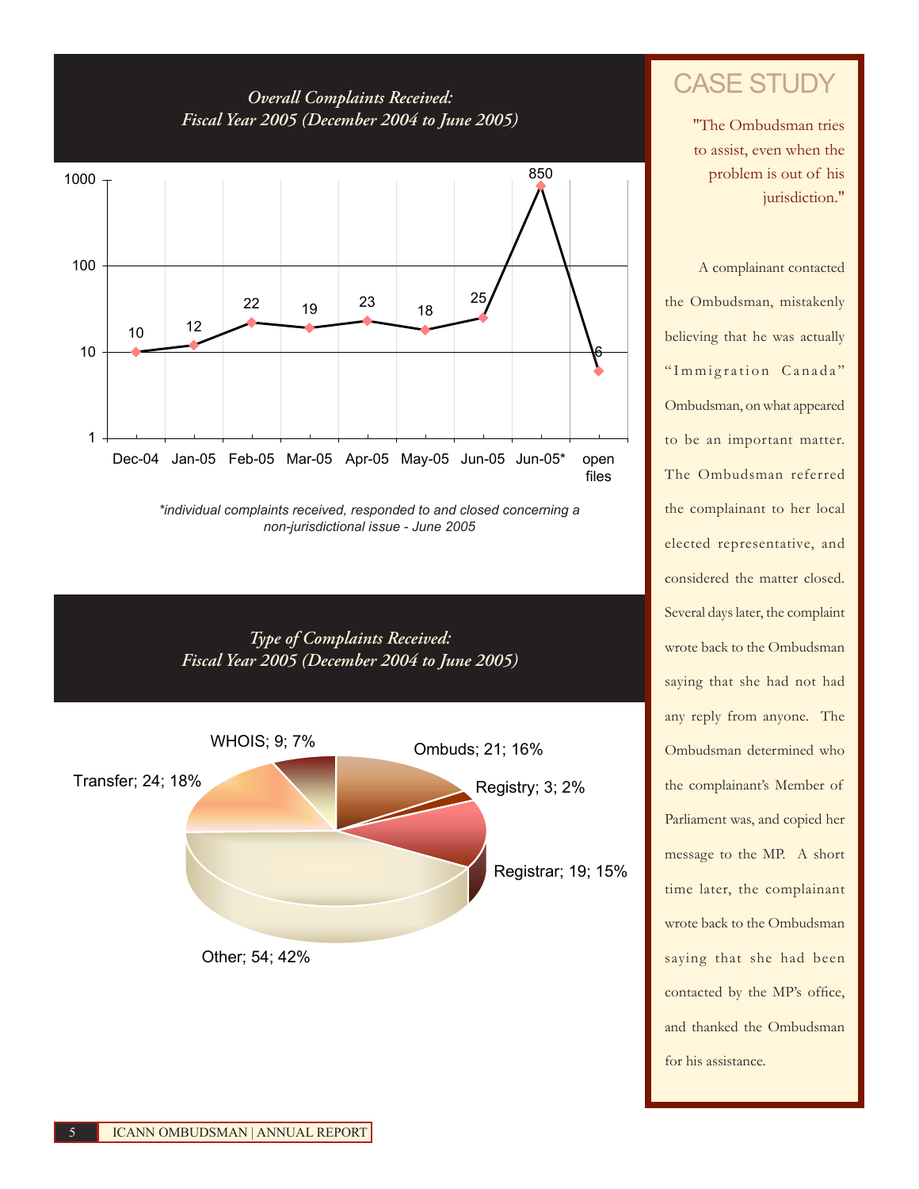## *Overall Complaints Received: Fiscal Year 2005 (December 2004 to June 2005)*

| Month | Complaints |
|---|---|
| Dec-04 | 10 |
| Jan-05 | 12 |
| Feb-05 | 22 |
| Mar-05 | 19 |
| Apr-05 | 23 |
| May-05 | 18 |
| Jun-05 | 25 |
| Jun-05* | 850 |
| open files | 6 |

*\*individual complaints received, responded to and closed concerning a non-jurisdictional issue - June 2005*

## *Type of Complaints Received: Fiscal Year 2005 (December 2004 to June 2005)*

| Type | Number | Percent |
|---|---|---|
| Ombuds | 21 | 16% |
| Registry | 3 | 2% |
| Registrar | 19 | 15% |
| Other | 54 | 42% |
| Transfer | 24 | 18% |
| WHOIS | 9 | 7% |

# CASE STUDY

"The Ombudsman tries to assist, even when the problem is out of his jurisdiction."

A complainant contacted the Ombudsman, mistakenly believing that he was actually "Immigration Canada" Ombudsman, on what appeared to be an important matter. The Ombudsman referred the complainant to her local elected representative, and considered the matter closed. Several days later, the complaint wrote back to the Ombudsman saying that she had not had any reply from anyone. The Ombudsman determined who the complainant's Member of Parliament was, and copied her message to the MP. A short time later, the complainant wrote back to the Ombudsman saying that she had been contacted by the MP's office, and thanked the Ombudsman for his assistance.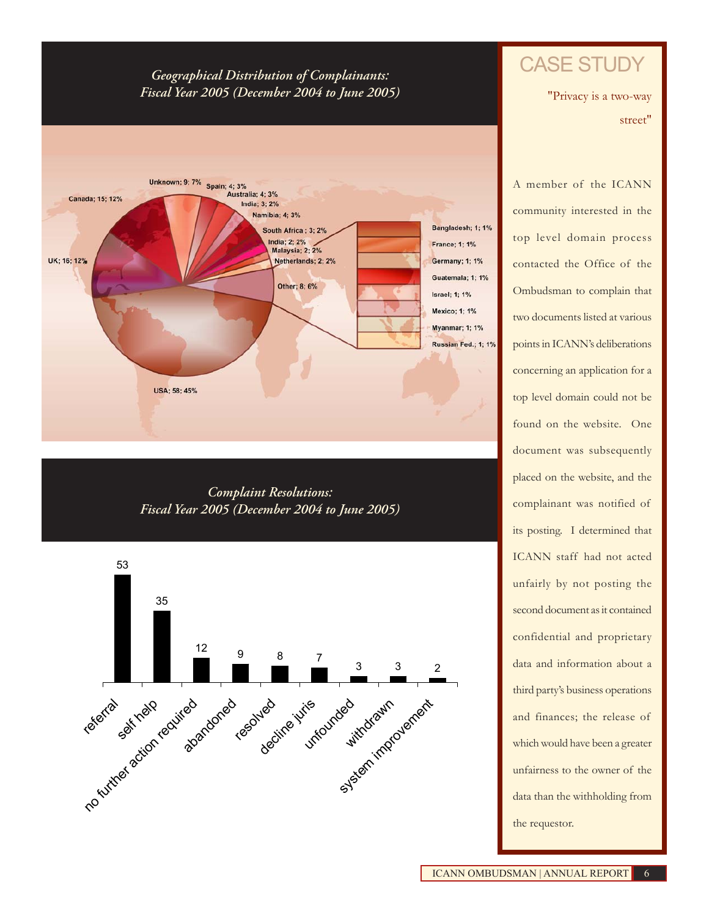## *Geographical Distribution of Complainants: Fiscal Year 2005 (December 2004 to June 2005)*

| Country | Count | Percent |
|---|---|---|
| USA | 58 | 45% |
| UK | 16 | 12% |
| Canada | 15 | 12% |
| Unknown | 9 | 7% |
| Spain | 4 | 3% |
| Australia | 4 | 3% |
| India | 3 | 2% |
| Namibia | 4 | 3% |
| South Africa | 3 | 2% |
| India | 2 | 2% |
| Malaysia | 2 | 2% |
| Netherlands | 2 | 2% |
| Other | 8 | 6% |

Other:

| Country | Count | Percent |
|---|---|---|
| Bangladesh | 1 | 1% |
| France | 1 | 1% |
| Germany | 1 | 1% |
| Guatemala | 1 | 1% |
| Israel | 1 | 1% |
| Mexico | 1 | 1% |
| Myanmar | 1 | 1% |
| Russian Fed. | 1 | 1% |

## *Complaint Resolutions: Fiscal Year 2005 (December 2004 to June 2005)*

| Resolution | Count |
|---|---|
| referral | 53 |
| self help | 35 |
| no further action required | 12 |
| abandoned | 9 |
| resolved | 8 |
| decline juris | 7 |
| unfounded | 3 |
| withdrawn | 3 |
| system improvement | 2 |

## CASE STUDY

"Privacy is a two-way street"

A member of the ICANN community interested in the top level domain process contacted the Office of the Ombudsman to complain that two documents listed at various points in ICANN's deliberations concerning an application for a top level domain could not be found on the website. One document was subsequently placed on the website, and the complainant was notified of its posting. I determined that ICANN staff had not acted unfairly by not posting the second document as it contained confidential and proprietary data and information about a third party's business operations and finances; the release of which would have been a greater unfairness to the owner of the data than the withholding from the requestor.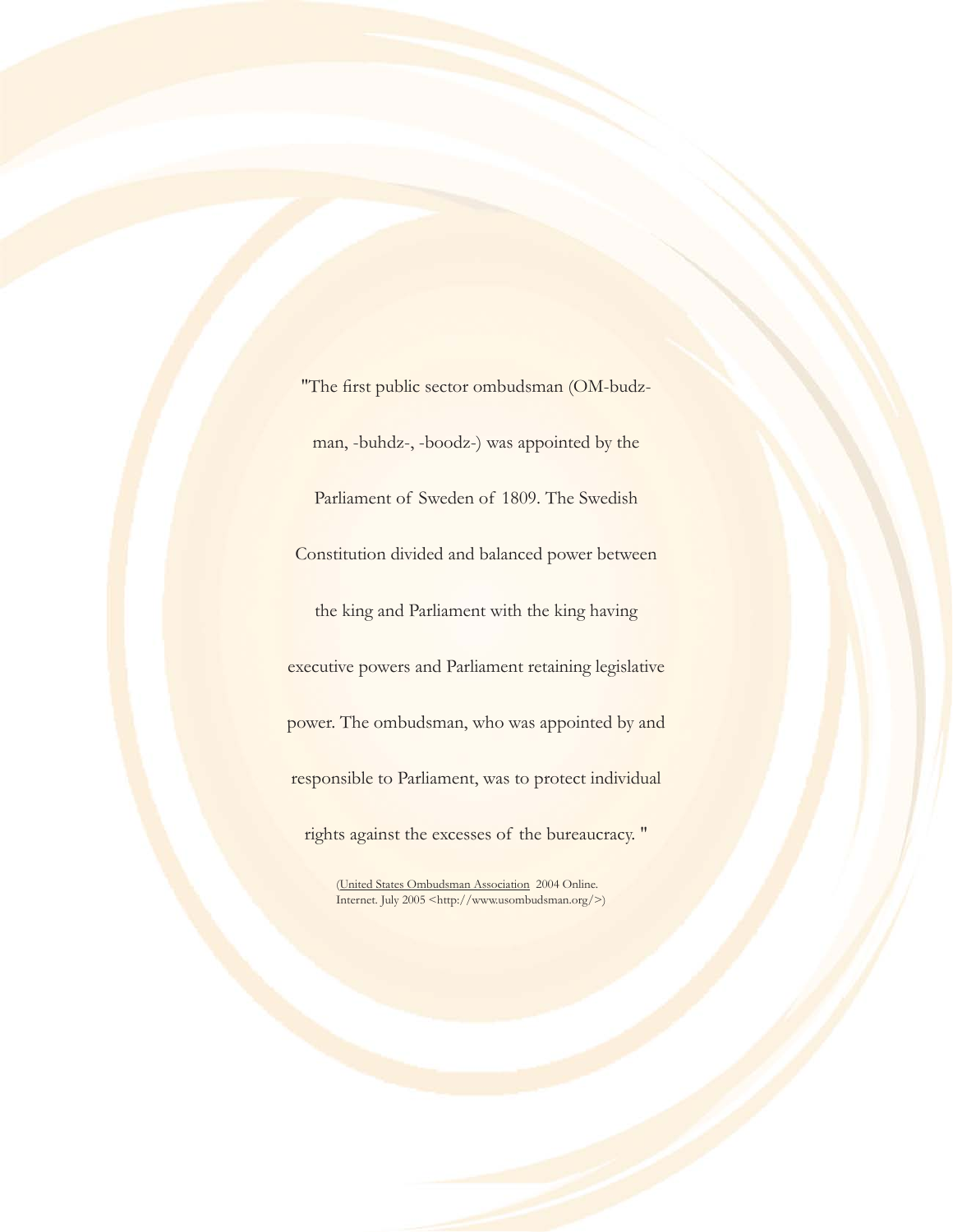"The first public sector ombudsman (OM-budz-man, -buhdz-, -boodz-) was appointed by the Parliament of Sweden of 1809. The Swedish Constitution divided and balanced power between the king and Parliament with the king having executive powers and Parliament retaining legislative power. The ombudsman, who was appointed by and responsible to Parliament, was to protect individual rights against the excesses of the bureaucracy. "

(United States Ombudsman Association 2004 Online. Internet. July 2005 <http://www.usombudsman.org/>)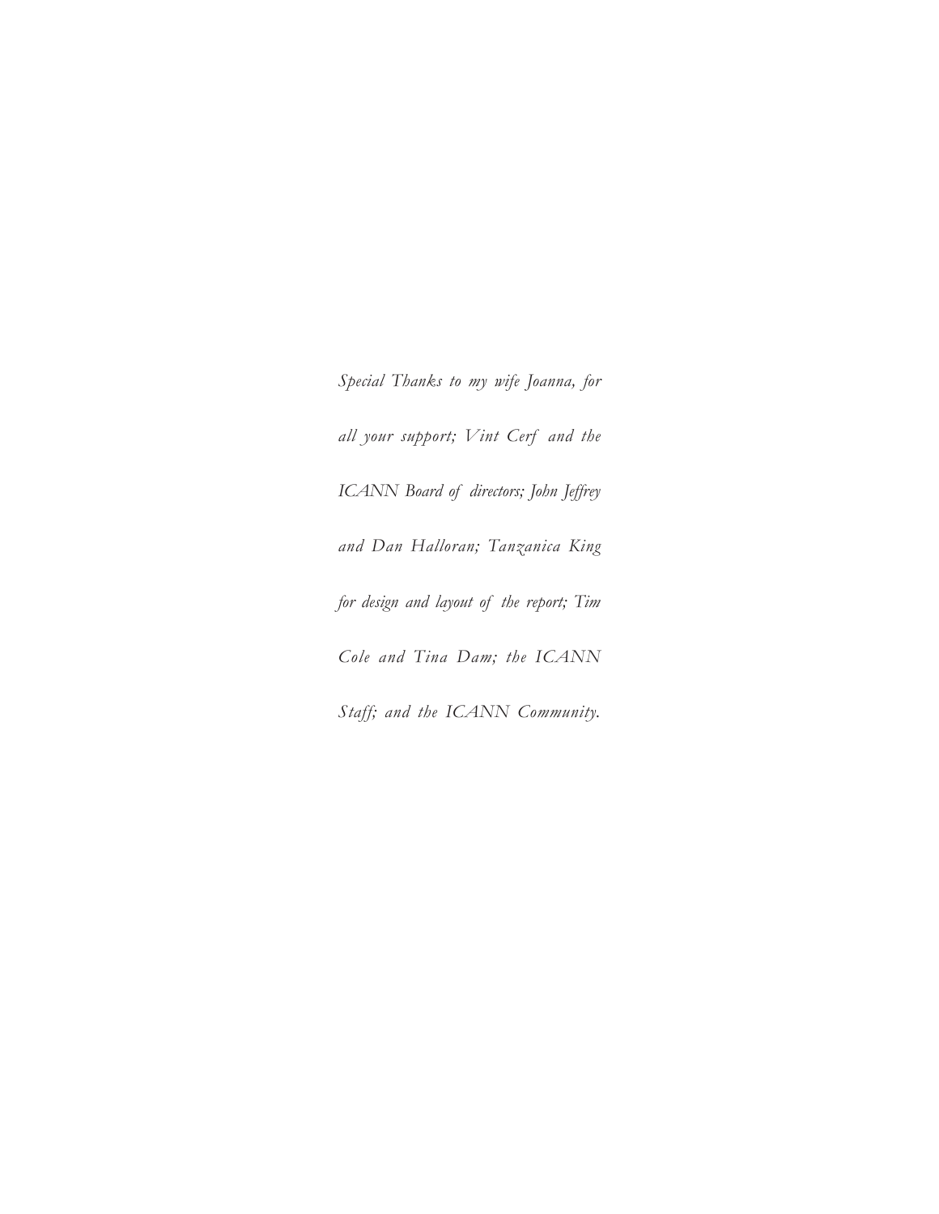*Special Thanks to my wife Joanna, for all your support; Vint Cerf and the ICANN Board of directors; John Jeffrey and Dan Halloran; Tanzanica King for design and layout of the report; Tim Cole and Tina Dam; the ICANN Staff; and the ICANN Community.*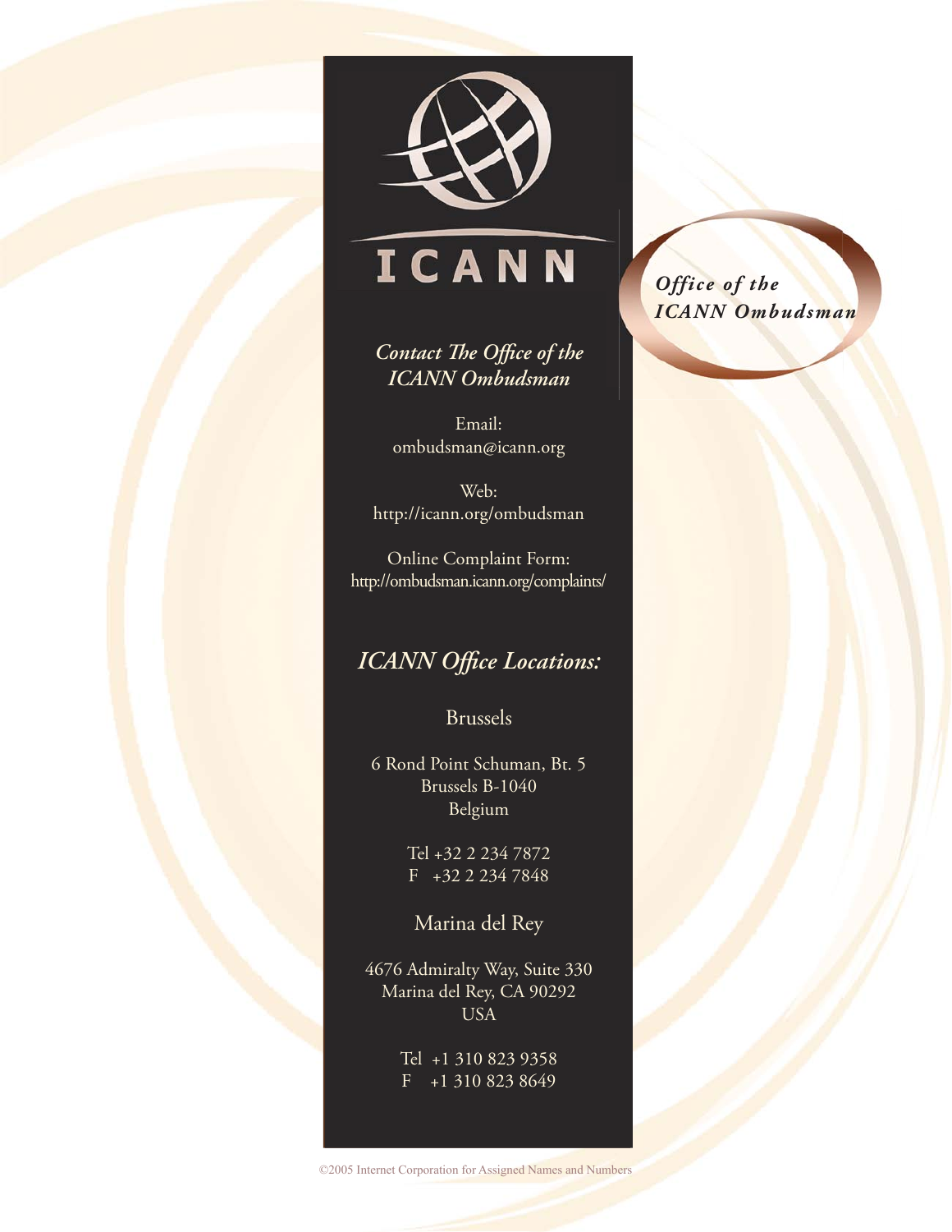ICANN

*Office of the ICANN Ombudsman*

## *Contact The Office of the ICANN Ombudsman*

Email:
ombudsman@icann.org

Web:
http://icann.org/ombudsman

Online Complaint Form:
http://ombudsman.icann.org/complaints/

## *ICANN Office Locations:*

### Brussels

6 Rond Point Schuman, Bt. 5
Brussels B-1040
Belgium

Tel +32 2 234 7872
F +32 2 234 7848

### Marina del Rey

4676 Admiralty Way, Suite 330
Marina del Rey, CA 90292
USA

Tel +1 310 823 9358
F +1 310 823 8649

©2005 Internet Corporation for Assigned Names and Numbers